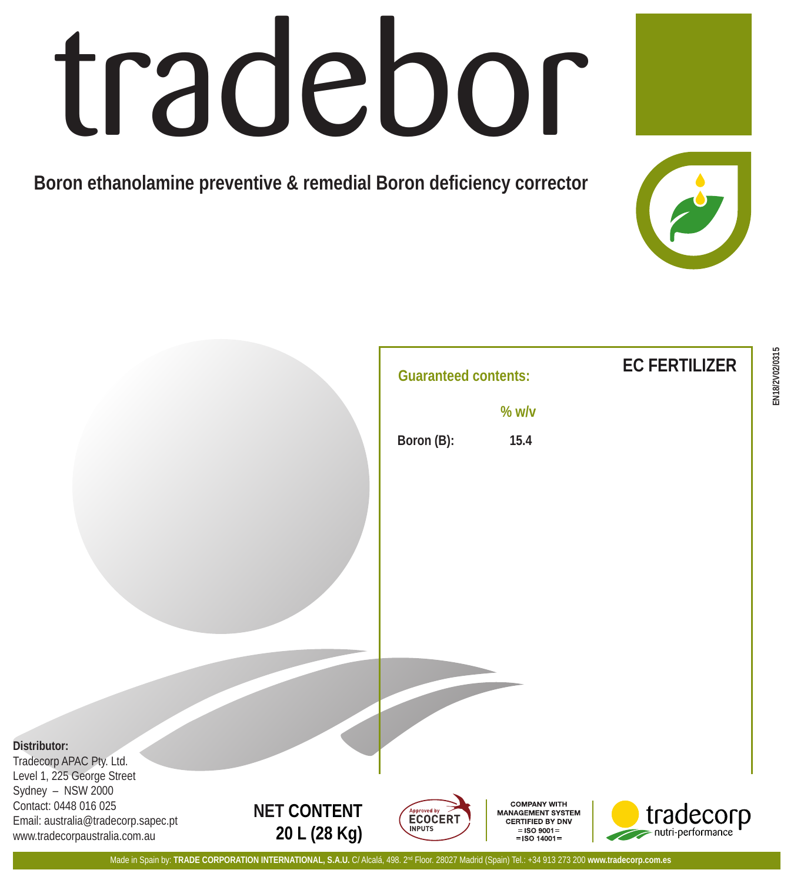# tradebor

**Boron ethanolamine preventive & remedial Boron deficiency corrector**

EN18/2V02/0315

**EC FERTILIZER**

**Guaranteed contents:**

| | % w/v |
|---|---|
| **Boron (B):** | **15.4** |

**Distributor:**
Tradecorp APAC Pty. Ltd.
Level 1, 225 George Street
Sydney – NSW 2000
Contact: 0448 016 025
Email: australia@tradecorp.sapec.pt
www.tradecorpaustralia.com.au

**NET CONTENT**
**20 L (28 Kg)**

Approved by ECOCERT INPUTS

COMPANY WITH MANAGEMENT SYSTEM CERTIFIED BY DNV
= ISO 9001 =
= ISO 14001 =

tradecorp nutri-performance

Made in Spain by: **TRADE CORPORATION INTERNATIONAL, S.A.U.** C/ Alcalá, 498. 2nd Floor. 28027 Madrid (Spain) Tel.: +34 913 273 200 **www.tradecorp.com.es**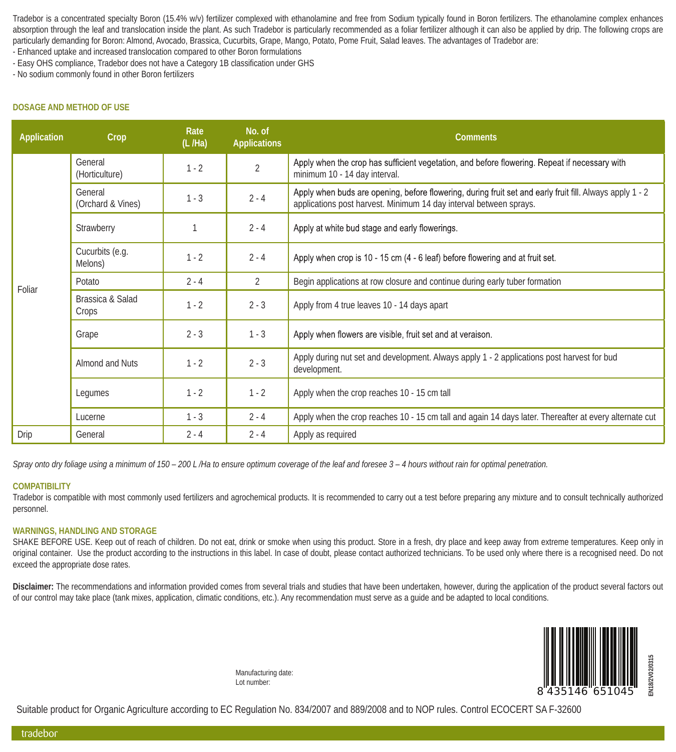Tradebor is a concentrated specialty Boron (15.4% w/v) fertilizer complexed with ethanolamine and free from Sodium typically found in Boron fertilizers. The ethanolamine complex enhances absorption through the leaf and translocation inside the plant. As such Tradebor is particularly recommended as a foliar fertilizer although it can also be applied by drip. The following crops are particularly demanding for Boron: Almond, Avocado, Brassica, Cucurbits, Grape, Mango, Potato, Pome Fruit, Salad leaves. The advantages of Tradebor are:

- Enhanced uptake and increased translocation compared to other Boron formulations
- Easy OHS compliance, Tradebor does not have a Category 1B classification under GHS
- No sodium commonly found in other Boron fertilizers

## DOSAGE AND METHOD OF USE

| Application | Crop | Rate (L /Ha) | No. of Applications | Comments |
|---|---|---|---|---|
| Foliar | General (Horticulture) | 1 - 2 | 2 | Apply when the crop has sufficient vegetation, and before flowering. Repeat if necessary with minimum 10 - 14 day interval. |
| | General (Orchard & Vines) | 1 - 3 | 2 - 4 | Apply when buds are opening, before flowering, during fruit set and early fruit fill. Always apply 1 - 2 applications post harvest. Minimum 14 day interval between sprays. |
| | Strawberry | 1 | 2 - 4 | Apply at white bud stage and early flowerings. |
| | Cucurbits (e.g. Melons) | 1 - 2 | 2 - 4 | Apply when crop is 10 - 15 cm (4 - 6 leaf) before flowering and at fruit set. |
| | Potato | 2 - 4 | 2 | Begin applications at row closure and continue during early tuber formation |
| | Brassica & Salad Crops | 1 - 2 | 2 - 3 | Apply from 4 true leaves 10 - 14 days apart |
| | Grape | 2 - 3 | 1 - 3 | Apply when flowers are visible, fruit set and at veraison. |
| | Almond and Nuts | 1 - 2 | 2 - 3 | Apply during nut set and development. Always apply 1 - 2 applications post harvest for bud development. |
| | Legumes | 1 - 2 | 1 - 2 | Apply when the crop reaches 10 - 15 cm tall |
| | Lucerne | 1 - 3 | 2 - 4 | Apply when the crop reaches 10 - 15 cm tall and again 14 days later. Thereafter at every alternate cut |
| Drip | General | 2 - 4 | 2 - 4 | Apply as required |

*Spray onto dry foliage using a minimum of 150 – 200 L /Ha to ensure optimum coverage of the leaf and foresee 3 – 4 hours without rain for optimal penetration.*

## COMPATIBILITY

Tradebor is compatible with most commonly used fertilizers and agrochemical products. It is recommended to carry out a test before preparing any mixture and to consult technically authorized personnel.

## WARNINGS, HANDLING AND STORAGE

SHAKE BEFORE USE. Keep out of reach of children. Do not eat, drink or smoke when using this product. Store in a fresh, dry place and keep away from extreme temperatures. Keep only in original container. Use the product according to the instructions in this label. In case of doubt, please contact authorized technicians. To be used only where there is a recognised need. Do not exceed the appropriate dose rates.

**Disclaimer:** The recommendations and information provided comes from several trials and studies that have been undertaken, however, during the application of the product several factors out of our control may take place (tank mixes, application, climatic conditions, etc.). Any recommendation must serve as a guide and be adapted to local conditions.

Manufacturing date:
Lot number:

8 435146 651045

EN18/2V02/0315

Suitable product for Organic Agriculture according to EC Regulation No. 834/2007 and 889/2008 and to NOP rules. Control ECOCERT SA F-32600

tradebor